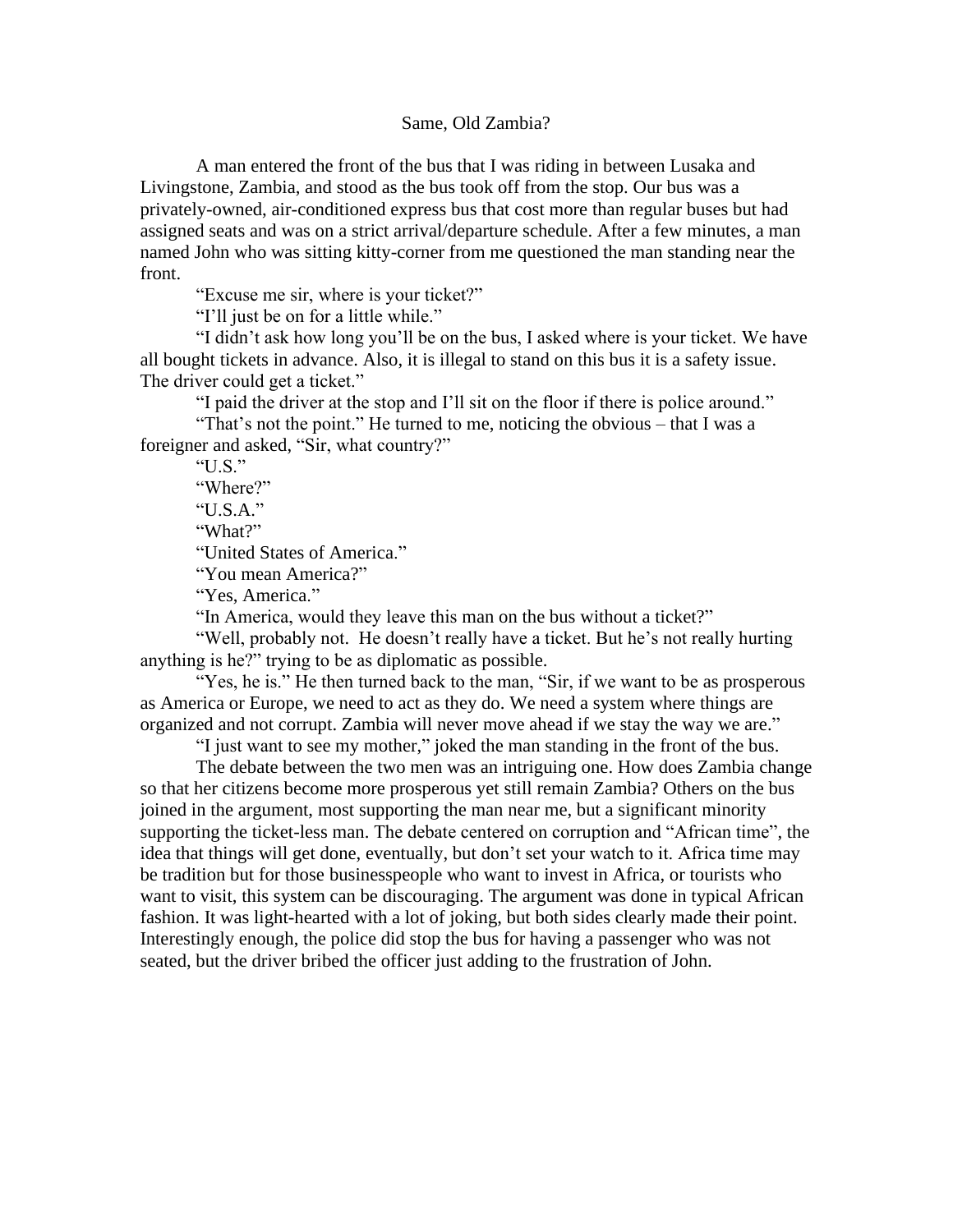# Same, Old Zambia?

A man entered the front of the bus that I was riding in between Lusaka and Livingstone, Zambia, and stood as the bus took off from the stop. Our bus was a privately-owned, air-conditioned express bus that cost more than regular buses but had assigned seats and was on a strict arrival/departure schedule. After a few minutes, a man named John who was sitting kitty-corner from me questioned the man standing near the front.

"Excuse me sir, where is your ticket?"

"I'll just be on for a little while."

"I didn't ask how long you'll be on the bus, I asked where is your ticket. We have all bought tickets in advance. Also, it is illegal to stand on this bus it is a safety issue. The driver could get a ticket."

"I paid the driver at the stop and I'll sit on the floor if there is police around."

"That's not the point." He turned to me, noticing the obvious – that I was a foreigner and asked, "Sir, what country?"

"U.S."

"Where?"

"U.S.A."

"What?"

"United States of America."

"You mean America?"

"Yes, America."

"In America, would they leave this man on the bus without a ticket?"

"Well, probably not. He doesn't really have a ticket. But he's not really hurting anything is he?" trying to be as diplomatic as possible.

"Yes, he is." He then turned back to the man, "Sir, if we want to be as prosperous as America or Europe, we need to act as they do. We need a system where things are organized and not corrupt. Zambia will never move ahead if we stay the way we are."

"I just want to see my mother," joked the man standing in the front of the bus.

The debate between the two men was an intriguing one. How does Zambia change so that her citizens become more prosperous yet still remain Zambia? Others on the bus joined in the argument, most supporting the man near me, but a significant minority supporting the ticket-less man. The debate centered on corruption and "African time", the idea that things will get done, eventually, but don't set your watch to it. Africa time may be tradition but for those businesspeople who want to invest in Africa, or tourists who want to visit, this system can be discouraging. The argument was done in typical African fashion. It was light-hearted with a lot of joking, but both sides clearly made their point. Interestingly enough, the police did stop the bus for having a passenger who was not seated, but the driver bribed the officer just adding to the frustration of John.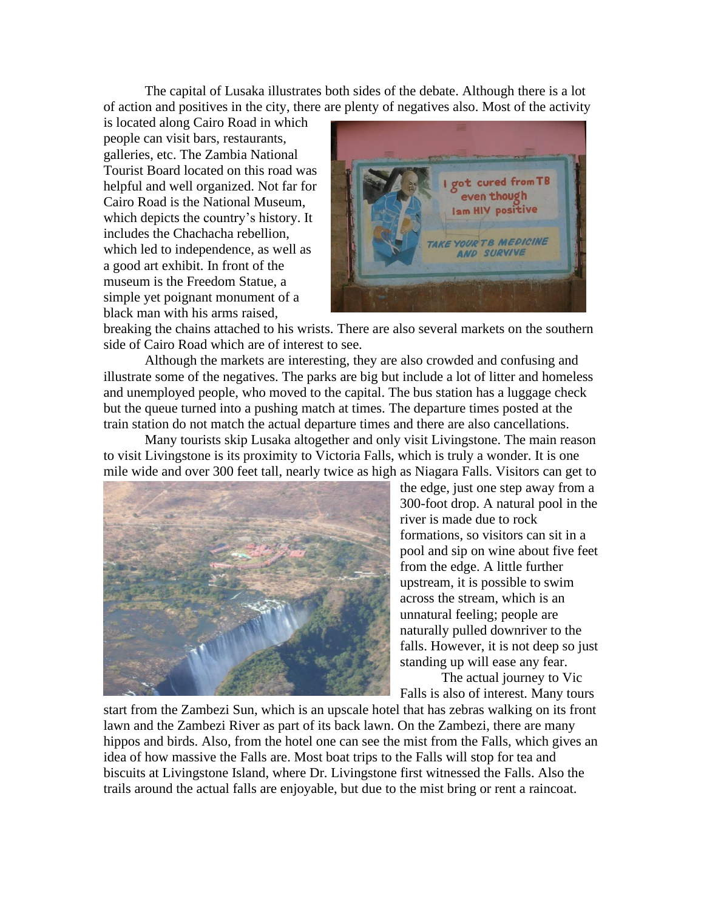The capital of Lusaka illustrates both sides of the debate. Although there is a lot of action and positives in the city, there are plenty of negatives also. Most of the activity is located along Cairo Road in which people can visit bars, restaurants, galleries, etc. The Zambia National Tourist Board located on this road was helpful and well organized. Not far for Cairo Road is the National Museum, which depicts the country's history. It includes the Chachacha rebellion, which led to independence, as well as a good art exhibit. In front of the museum is the Freedom Statue, a simple yet poignant monument of a black man with his arms raised, breaking the chains attached to his wrists. There are also several markets on the southern side of Cairo Road which are of interest to see.

Although the markets are interesting, they are also crowded and confusing and illustrate some of the negatives. The parks are big but include a lot of litter and homeless and unemployed people, who moved to the capital. The bus station has a luggage check but the queue turned into a pushing match at times. The departure times posted at the train station do not match the actual departure times and there are also cancellations.

Many tourists skip Lusaka altogether and only visit Livingstone. The main reason to visit Livingstone is its proximity to Victoria Falls, which is truly a wonder. It is one mile wide and over 300 feet tall, nearly twice as high as Niagara Falls. Visitors can get to the edge, just one step away from a 300-foot drop. A natural pool in the river is made due to rock formations, so visitors can sit in a pool and sip on wine about five feet from the edge. A little further upstream, it is possible to swim across the stream, which is an unnatural feeling; people are naturally pulled downriver to the falls. However, it is not deep so just standing up will ease any fear.

The actual journey to Vic Falls is also of interest. Many tours start from the Zambezi Sun, which is an upscale hotel that has zebras walking on its front lawn and the Zambezi River as part of its back lawn. On the Zambezi, there are many hippos and birds. Also, from the hotel one can see the mist from the Falls, which gives an idea of how massive the Falls are. Most boat trips to the Falls will stop for tea and biscuits at Livingstone Island, where Dr. Livingstone first witnessed the Falls. Also the trails around the actual falls are enjoyable, but due to the mist bring or rent a raincoat.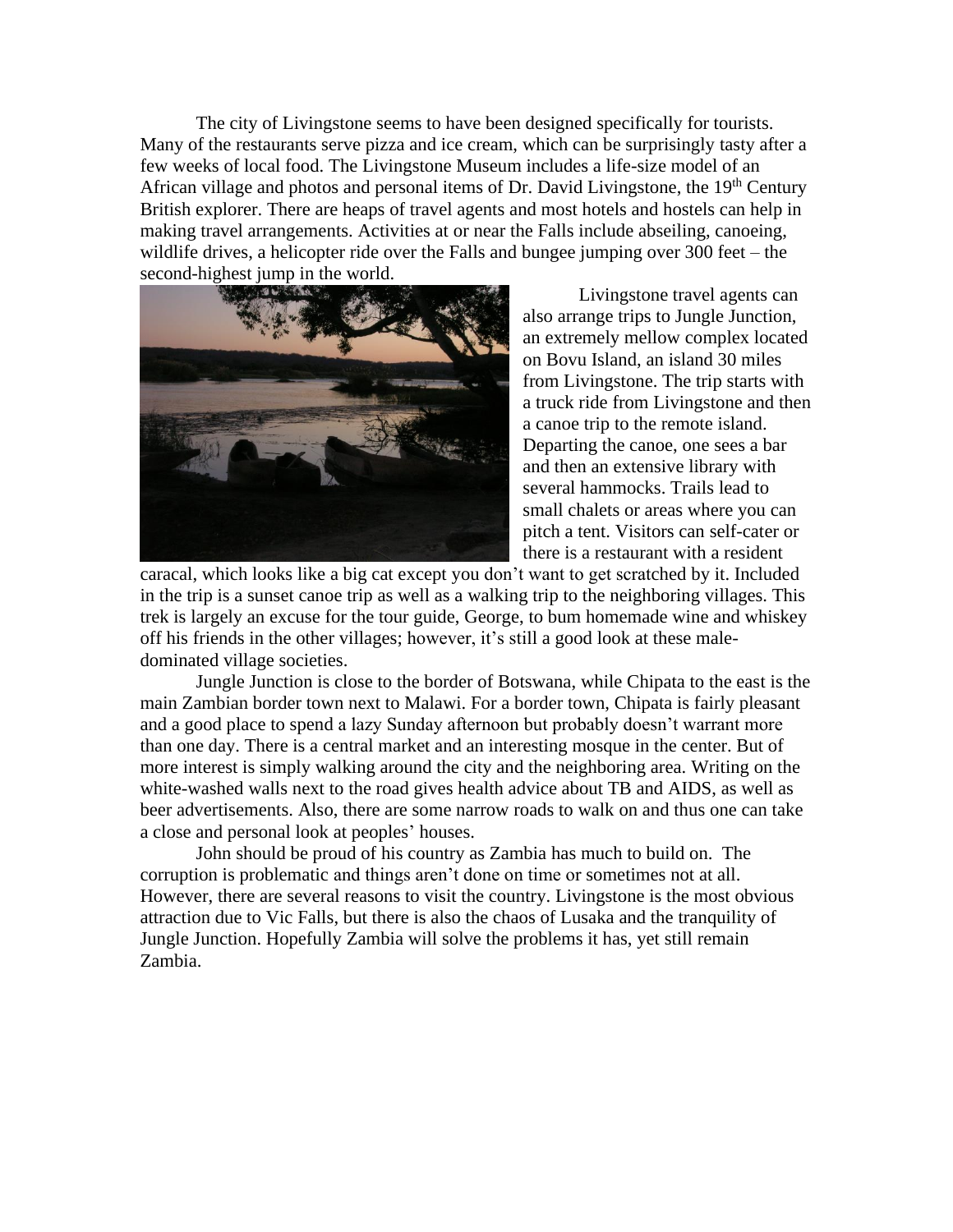The city of Livingstone seems to have been designed specifically for tourists. Many of the restaurants serve pizza and ice cream, which can be surprisingly tasty after a few weeks of local food. The Livingstone Museum includes a life-size model of an African village and photos and personal items of Dr. David Livingstone, the 19th Century British explorer. There are heaps of travel agents and most hotels and hostels can help in making travel arrangements. Activities at or near the Falls include abseiling, canoeing, wildlife drives, a helicopter ride over the Falls and bungee jumping over 300 feet – the second-highest jump in the world.

Livingstone travel agents can also arrange trips to Jungle Junction, an extremely mellow complex located on Bovu Island, an island 30 miles from Livingstone. The trip starts with a truck ride from Livingstone and then a canoe trip to the remote island. Departing the canoe, one sees a bar and then an extensive library with several hammocks. Trails lead to small chalets or areas where you can pitch a tent. Visitors can self-cater or there is a restaurant with a resident caracal, which looks like a big cat except you don't want to get scratched by it. Included in the trip is a sunset canoe trip as well as a walking trip to the neighboring villages. This trek is largely an excuse for the tour guide, George, to bum homemade wine and whiskey off his friends in the other villages; however, it's still a good look at these male-dominated village societies.

Jungle Junction is close to the border of Botswana, while Chipata to the east is the main Zambian border town next to Malawi. For a border town, Chipata is fairly pleasant and a good place to spend a lazy Sunday afternoon but probably doesn't warrant more than one day. There is a central market and an interesting mosque in the center. But of more interest is simply walking around the city and the neighboring area. Writing on the white-washed walls next to the road gives health advice about TB and AIDS, as well as beer advertisements. Also, there are some narrow roads to walk on and thus one can take a close and personal look at peoples' houses.

John should be proud of his country as Zambia has much to build on. The corruption is problematic and things aren't done on time or sometimes not at all. However, there are several reasons to visit the country. Livingstone is the most obvious attraction due to Vic Falls, but there is also the chaos of Lusaka and the tranquility of Jungle Junction. Hopefully Zambia will solve the problems it has, yet still remain Zambia.